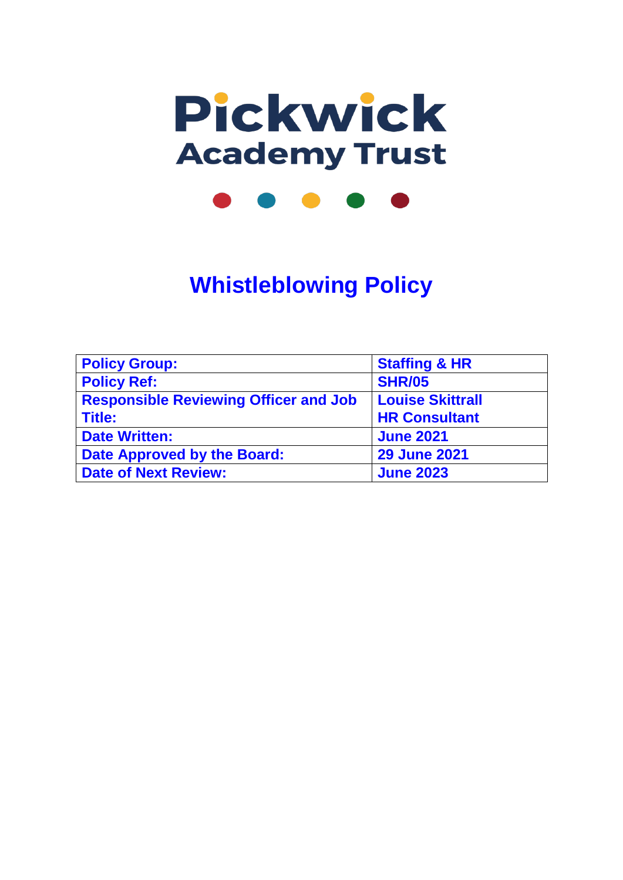# Pickwick Academy Trust

# Whistleblowing Policy

| Policy Group: | Staffing & HR |
|---|---|
| Policy Ref: | SHR/05 |
| Responsible Reviewing Officer and Job Title: | Louise Skittrall<br>HR Consultant |
| Date Written: | June 2021 |
| Date Approved by the Board: | 29 June 2021 |
| Date of Next Review: | June 2023 |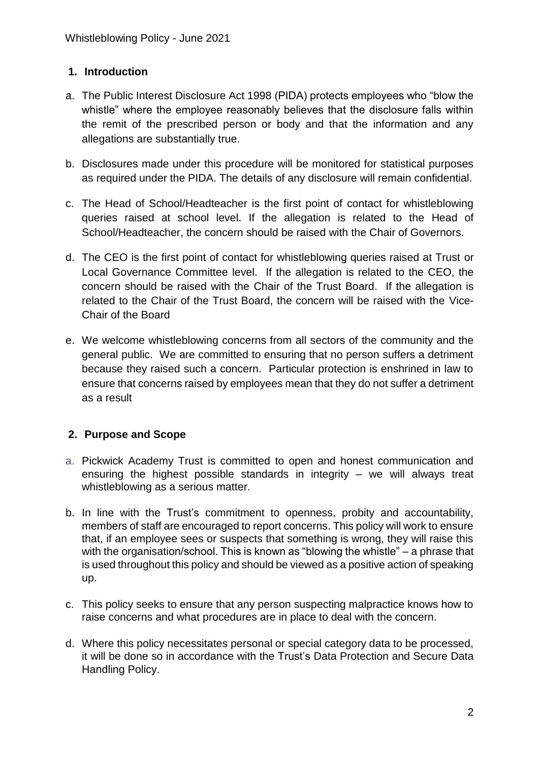## 1. Introduction

a. The Public Interest Disclosure Act 1998 (PIDA) protects employees who "blow the whistle" where the employee reasonably believes that the disclosure falls within the remit of the prescribed person or body and that the information and any allegations are substantially true.

b. Disclosures made under this procedure will be monitored for statistical purposes as required under the PIDA. The details of any disclosure will remain confidential.

c. The Head of School/Headteacher is the first point of contact for whistleblowing queries raised at school level. If the allegation is related to the Head of School/Headteacher, the concern should be raised with the Chair of Governors.

d. The CEO is the first point of contact for whistleblowing queries raised at Trust or Local Governance Committee level. If the allegation is related to the CEO, the concern should be raised with the Chair of the Trust Board. If the allegation is related to the Chair of the Trust Board, the concern will be raised with the Vice-Chair of the Board

e. We welcome whistleblowing concerns from all sectors of the community and the general public. We are committed to ensuring that no person suffers a detriment because they raised such a concern. Particular protection is enshrined in law to ensure that concerns raised by employees mean that they do not suffer a detriment as a result

## 2. Purpose and Scope

a. Pickwick Academy Trust is committed to open and honest communication and ensuring the highest possible standards in integrity – we will always treat whistleblowing as a serious matter.

b. In line with the Trust's commitment to openness, probity and accountability, members of staff are encouraged to report concerns. This policy will work to ensure that, if an employee sees or suspects that something is wrong, they will raise this with the organisation/school. This is known as "blowing the whistle" – a phrase that is used throughout this policy and should be viewed as a positive action of speaking up.

c. This policy seeks to ensure that any person suspecting malpractice knows how to raise concerns and what procedures are in place to deal with the concern.

d. Where this policy necessitates personal or special category data to be processed, it will be done so in accordance with the Trust's Data Protection and Secure Data Handling Policy.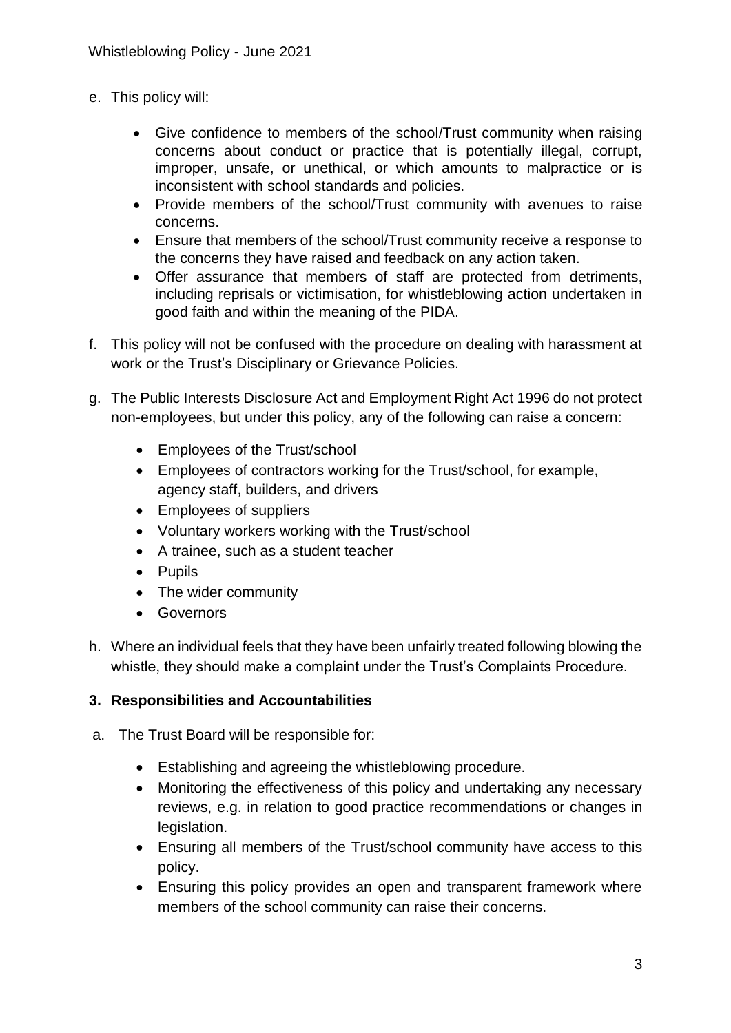e. This policy will:

    - Give confidence to members of the school/Trust community when raising concerns about conduct or practice that is potentially illegal, corrupt, improper, unsafe, or unethical, or which amounts to malpractice or is inconsistent with school standards and policies.
    - Provide members of the school/Trust community with avenues to raise concerns.
    - Ensure that members of the school/Trust community receive a response to the concerns they have raised and feedback on any action taken.
    - Offer assurance that members of staff are protected from detriments, including reprisals or victimisation, for whistleblowing action undertaken in good faith and within the meaning of the PIDA.

f. This policy will not be confused with the procedure on dealing with harassment at work or the Trust's Disciplinary or Grievance Policies.

g. The Public Interests Disclosure Act and Employment Right Act 1996 do not protect non-employees, but under this policy, any of the following can raise a concern:

    - Employees of the Trust/school
    - Employees of contractors working for the Trust/school, for example, agency staff, builders, and drivers
    - Employees of suppliers
    - Voluntary workers working with the Trust/school
    - A trainee, such as a student teacher
    - Pupils
    - The wider community
    - Governors

h. Where an individual feels that they have been unfairly treated following blowing the whistle, they should make a complaint under the Trust's Complaints Procedure.

## 3. Responsibilities and Accountabilities

a. The Trust Board will be responsible for:

    - Establishing and agreeing the whistleblowing procedure.
    - Monitoring the effectiveness of this policy and undertaking any necessary reviews, e.g. in relation to good practice recommendations or changes in legislation.
    - Ensuring all members of the Trust/school community have access to this policy.
    - Ensuring this policy provides an open and transparent framework where members of the school community can raise their concerns.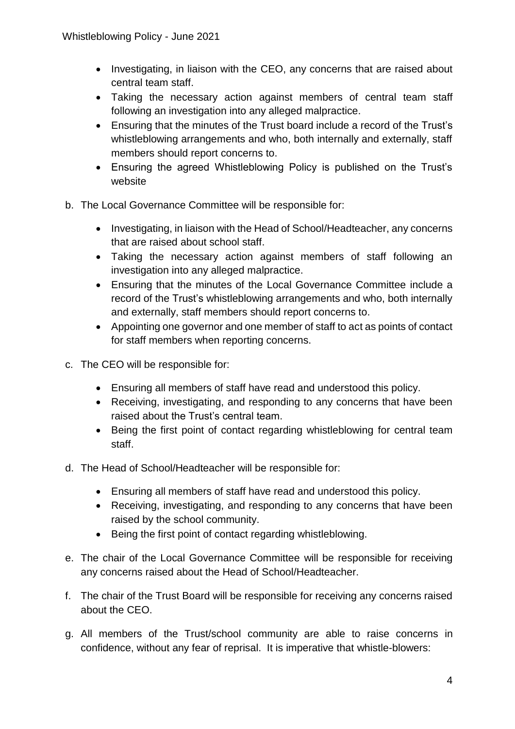- Investigating, in liaison with the CEO, any concerns that are raised about central team staff.
- Taking the necessary action against members of central team staff following an investigation into any alleged malpractice.
- Ensuring that the minutes of the Trust board include a record of the Trust's whistleblowing arrangements and who, both internally and externally, staff members should report concerns to.
- Ensuring the agreed Whistleblowing Policy is published on the Trust's website

b. The Local Governance Committee will be responsible for:

- Investigating, in liaison with the Head of School/Headteacher, any concerns that are raised about school staff.
- Taking the necessary action against members of staff following an investigation into any alleged malpractice.
- Ensuring that the minutes of the Local Governance Committee include a record of the Trust's whistleblowing arrangements and who, both internally and externally, staff members should report concerns to.
- Appointing one governor and one member of staff to act as points of contact for staff members when reporting concerns.

c. The CEO will be responsible for:

- Ensuring all members of staff have read and understood this policy.
- Receiving, investigating, and responding to any concerns that have been raised about the Trust's central team.
- Being the first point of contact regarding whistleblowing for central team staff.

d. The Head of School/Headteacher will be responsible for:

- Ensuring all members of staff have read and understood this policy.
- Receiving, investigating, and responding to any concerns that have been raised by the school community.
- Being the first point of contact regarding whistleblowing.

e. The chair of the Local Governance Committee will be responsible for receiving any concerns raised about the Head of School/Headteacher.

f. The chair of the Trust Board will be responsible for receiving any concerns raised about the CEO.

g. All members of the Trust/school community are able to raise concerns in confidence, without any fear of reprisal. It is imperative that whistle-blowers: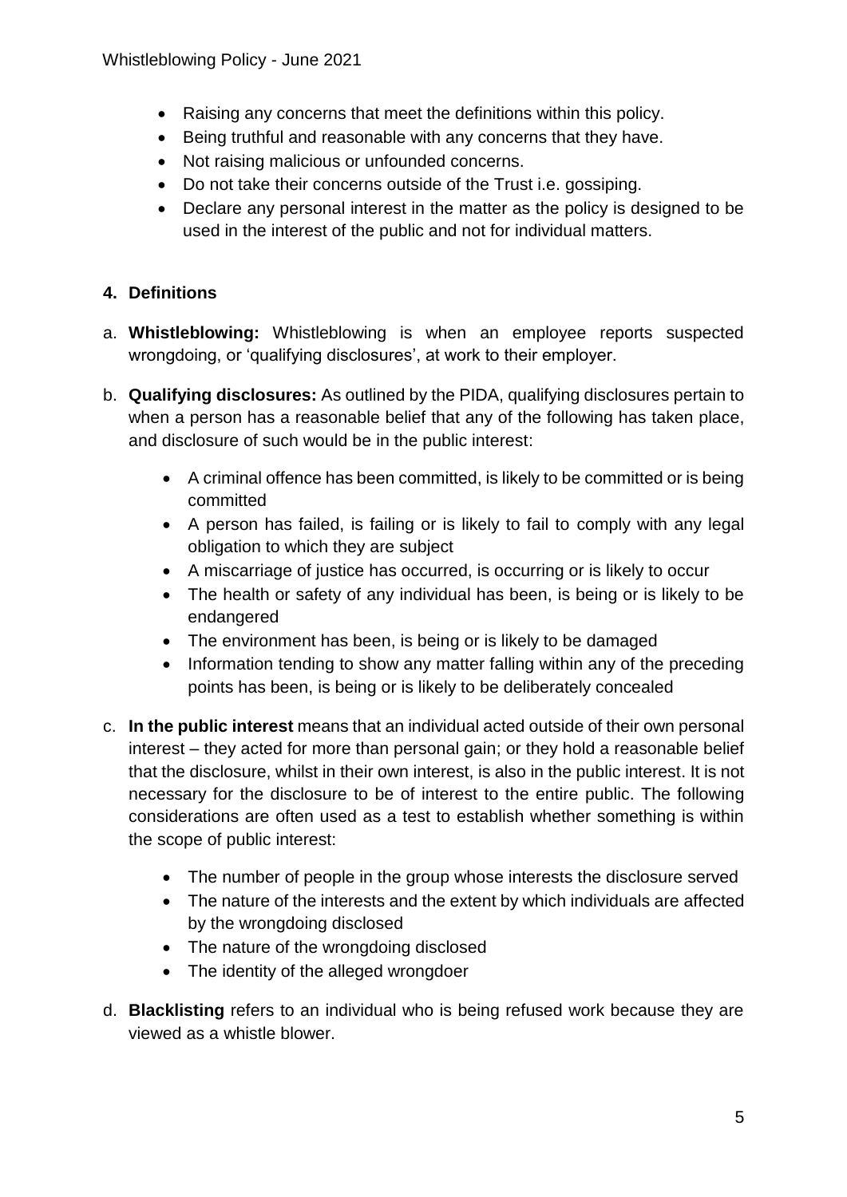- Raising any concerns that meet the definitions within this policy.
- Being truthful and reasonable with any concerns that they have.
- Not raising malicious or unfounded concerns.
- Do not take their concerns outside of the Trust i.e. gossiping.
- Declare any personal interest in the matter as the policy is designed to be used in the interest of the public and not for individual matters.

## 4. Definitions

a. **Whistleblowing:** Whistleblowing is when an employee reports suspected wrongdoing, or 'qualifying disclosures', at work to their employer.

b. **Qualifying disclosures:** As outlined by the PIDA, qualifying disclosures pertain to when a person has a reasonable belief that any of the following has taken place, and disclosure of such would be in the public interest:

   - A criminal offence has been committed, is likely to be committed or is being committed
   - A person has failed, is failing or is likely to fail to comply with any legal obligation to which they are subject
   - A miscarriage of justice has occurred, is occurring or is likely to occur
   - The health or safety of any individual has been, is being or is likely to be endangered
   - The environment has been, is being or is likely to be damaged
   - Information tending to show any matter falling within any of the preceding points has been, is being or is likely to be deliberately concealed

c. **In the public interest** means that an individual acted outside of their own personal interest – they acted for more than personal gain; or they hold a reasonable belief that the disclosure, whilst in their own interest, is also in the public interest. It is not necessary for the disclosure to be of interest to the entire public. The following considerations are often used as a test to establish whether something is within the scope of public interest:

   - The number of people in the group whose interests the disclosure served
   - The nature of the interests and the extent by which individuals are affected by the wrongdoing disclosed
   - The nature of the wrongdoing disclosed
   - The identity of the alleged wrongdoer

d. **Blacklisting** refers to an individual who is being refused work because they are viewed as a whistle blower.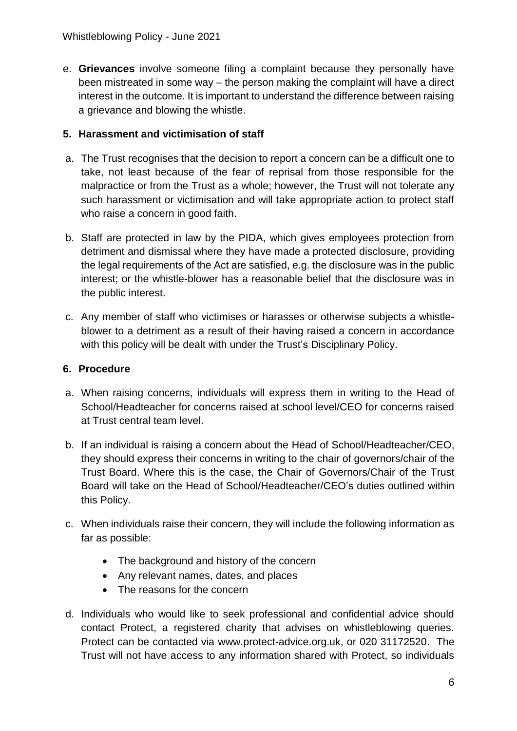e. **Grievances** involve someone filing a complaint because they personally have been mistreated in some way – the person making the complaint will have a direct interest in the outcome. It is important to understand the difference between raising a grievance and blowing the whistle.

## 5. Harassment and victimisation of staff

a. The Trust recognises that the decision to report a concern can be a difficult one to take, not least because of the fear of reprisal from those responsible for the malpractice or from the Trust as a whole; however, the Trust will not tolerate any such harassment or victimisation and will take appropriate action to protect staff who raise a concern in good faith.

b. Staff are protected in law by the PIDA, which gives employees protection from detriment and dismissal where they have made a protected disclosure, providing the legal requirements of the Act are satisfied, e.g. the disclosure was in the public interest; or the whistle-blower has a reasonable belief that the disclosure was in the public interest.

c. Any member of staff who victimises or harasses or otherwise subjects a whistle-blower to a detriment as a result of their having raised a concern in accordance with this policy will be dealt with under the Trust's Disciplinary Policy.

## 6. Procedure

a. When raising concerns, individuals will express them in writing to the Head of School/Headteacher for concerns raised at school level/CEO for concerns raised at Trust central team level.

b. If an individual is raising a concern about the Head of School/Headteacher/CEO, they should express their concerns in writing to the chair of governors/chair of the Trust Board. Where this is the case, the Chair of Governors/Chair of the Trust Board will take on the Head of School/Headteacher/CEO's duties outlined within this Policy.

c. When individuals raise their concern, they will include the following information as far as possible:

   - The background and history of the concern
   - Any relevant names, dates, and places
   - The reasons for the concern

d. Individuals who would like to seek professional and confidential advice should contact Protect, a registered charity that advises on whistleblowing queries. Protect can be contacted via www.protect-advice.org.uk, or 020 31172520. The Trust will not have access to any information shared with Protect, so individuals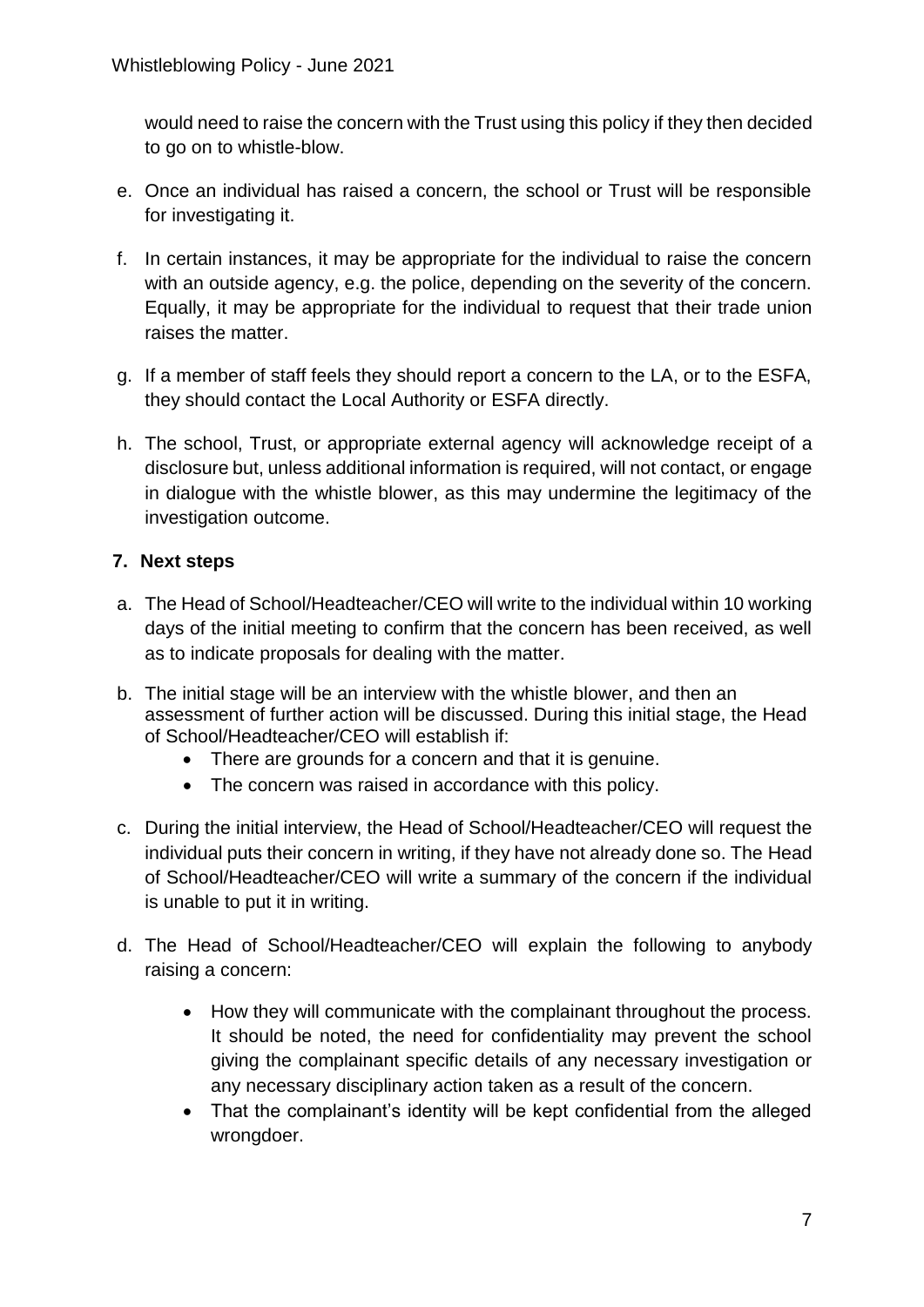would need to raise the concern with the Trust using this policy if they then decided to go on to whistle-blow.

e. Once an individual has raised a concern, the school or Trust will be responsible for investigating it.

f. In certain instances, it may be appropriate for the individual to raise the concern with an outside agency, e.g. the police, depending on the severity of the concern. Equally, it may be appropriate for the individual to request that their trade union raises the matter.

g. If a member of staff feels they should report a concern to the LA, or to the ESFA, they should contact the Local Authority or ESFA directly.

h. The school, Trust, or appropriate external agency will acknowledge receipt of a disclosure but, unless additional information is required, will not contact, or engage in dialogue with the whistle blower, as this may undermine the legitimacy of the investigation outcome.

## 7. Next steps

a. The Head of School/Headteacher/CEO will write to the individual within 10 working days of the initial meeting to confirm that the concern has been received, as well as to indicate proposals for dealing with the matter.

b. The initial stage will be an interview with the whistle blower, and then an assessment of further action will be discussed. During this initial stage, the Head of School/Headteacher/CEO will establish if:
   - There are grounds for a concern and that it is genuine.
   - The concern was raised in accordance with this policy.

c. During the initial interview, the Head of School/Headteacher/CEO will request the individual puts their concern in writing, if they have not already done so. The Head of School/Headteacher/CEO will write a summary of the concern if the individual is unable to put it in writing.

d. The Head of School/Headteacher/CEO will explain the following to anybody raising a concern:
   - How they will communicate with the complainant throughout the process. It should be noted, the need for confidentiality may prevent the school giving the complainant specific details of any necessary investigation or any necessary disciplinary action taken as a result of the concern.
   - That the complainant's identity will be kept confidential from the alleged wrongdoer.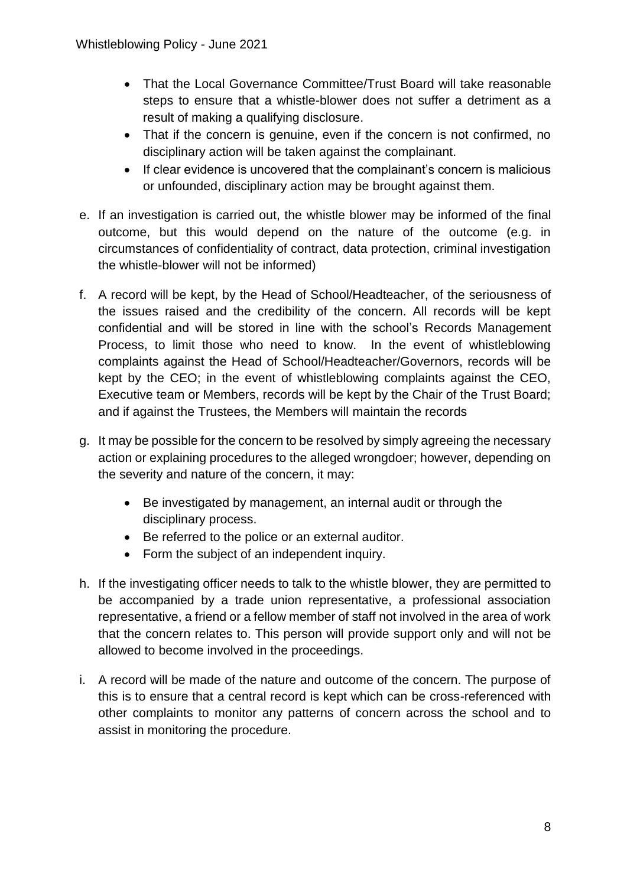- That the Local Governance Committee/Trust Board will take reasonable steps to ensure that a whistle-blower does not suffer a detriment as a result of making a qualifying disclosure.
- That if the concern is genuine, even if the concern is not confirmed, no disciplinary action will be taken against the complainant.
- If clear evidence is uncovered that the complainant's concern is malicious or unfounded, disciplinary action may be brought against them.

e. If an investigation is carried out, the whistle blower may be informed of the final outcome, but this would depend on the nature of the outcome (e.g. in circumstances of confidentiality of contract, data protection, criminal investigation the whistle-blower will not be informed)

f. A record will be kept, by the Head of School/Headteacher, of the seriousness of the issues raised and the credibility of the concern. All records will be kept confidential and will be stored in line with the school's Records Management Process, to limit those who need to know. In the event of whistleblowing complaints against the Head of School/Headteacher/Governors, records will be kept by the CEO; in the event of whistleblowing complaints against the CEO, Executive team or Members, records will be kept by the Chair of the Trust Board; and if against the Trustees, the Members will maintain the records

g. It may be possible for the concern to be resolved by simply agreeing the necessary action or explaining procedures to the alleged wrongdoer; however, depending on the severity and nature of the concern, it may:

    - Be investigated by management, an internal audit or through the disciplinary process.
    - Be referred to the police or an external auditor.
    - Form the subject of an independent inquiry.

h. If the investigating officer needs to talk to the whistle blower, they are permitted to be accompanied by a trade union representative, a professional association representative, a friend or a fellow member of staff not involved in the area of work that the concern relates to. This person will provide support only and will not be allowed to become involved in the proceedings.

i. A record will be made of the nature and outcome of the concern. The purpose of this is to ensure that a central record is kept which can be cross-referenced with other complaints to monitor any patterns of concern across the school and to assist in monitoring the procedure.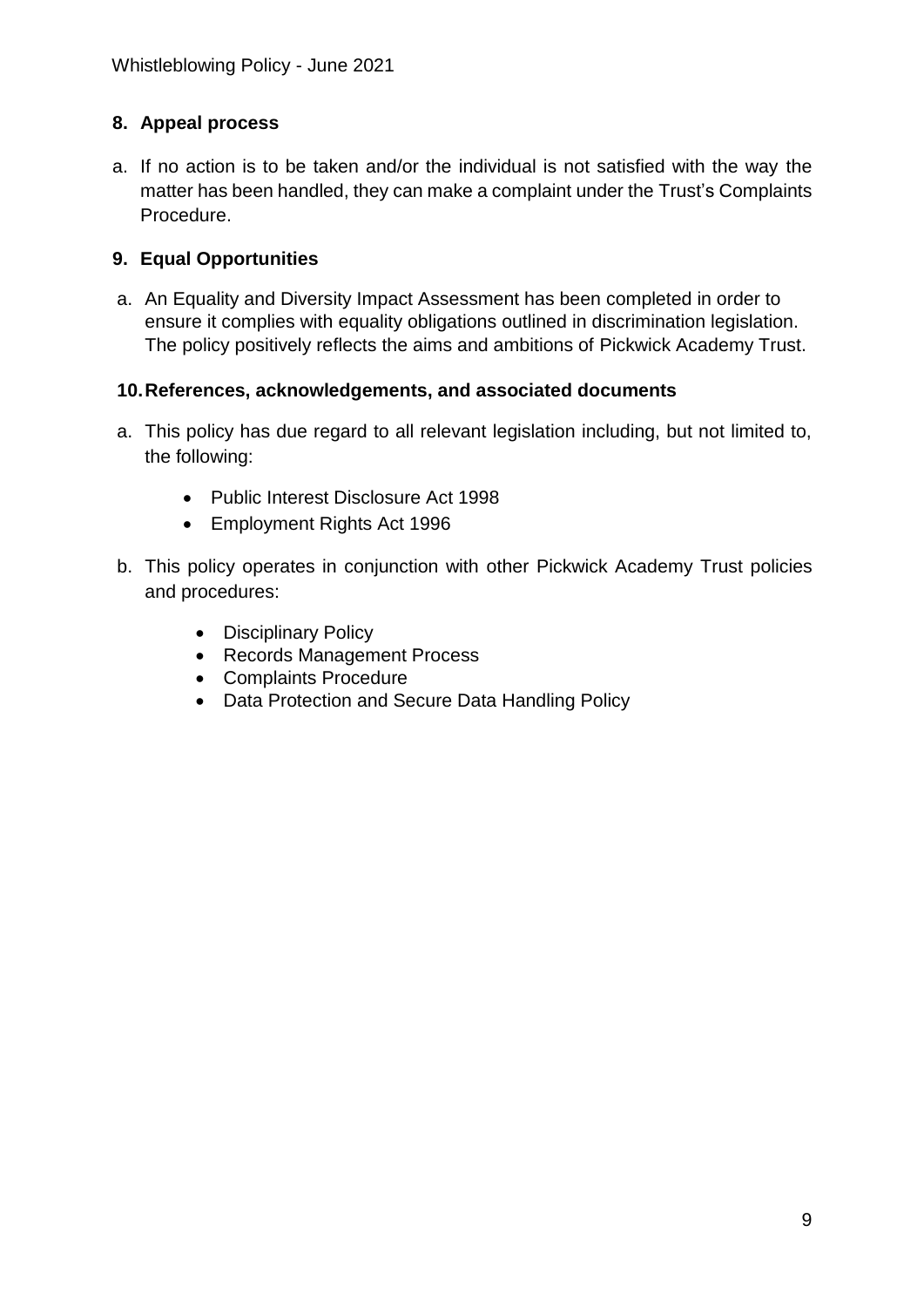## 8. Appeal process

a. If no action is to be taken and/or the individual is not satisfied with the way the matter has been handled, they can make a complaint under the Trust's Complaints Procedure.

## 9. Equal Opportunities

a. An Equality and Diversity Impact Assessment has been completed in order to ensure it complies with equality obligations outlined in discrimination legislation. The policy positively reflects the aims and ambitions of Pickwick Academy Trust.

## 10. References, acknowledgements, and associated documents

a. This policy has due regard to all relevant legislation including, but not limited to, the following:

- Public Interest Disclosure Act 1998
- Employment Rights Act 1996

b. This policy operates in conjunction with other Pickwick Academy Trust policies and procedures:

- Disciplinary Policy
- Records Management Process
- Complaints Procedure
- Data Protection and Secure Data Handling Policy